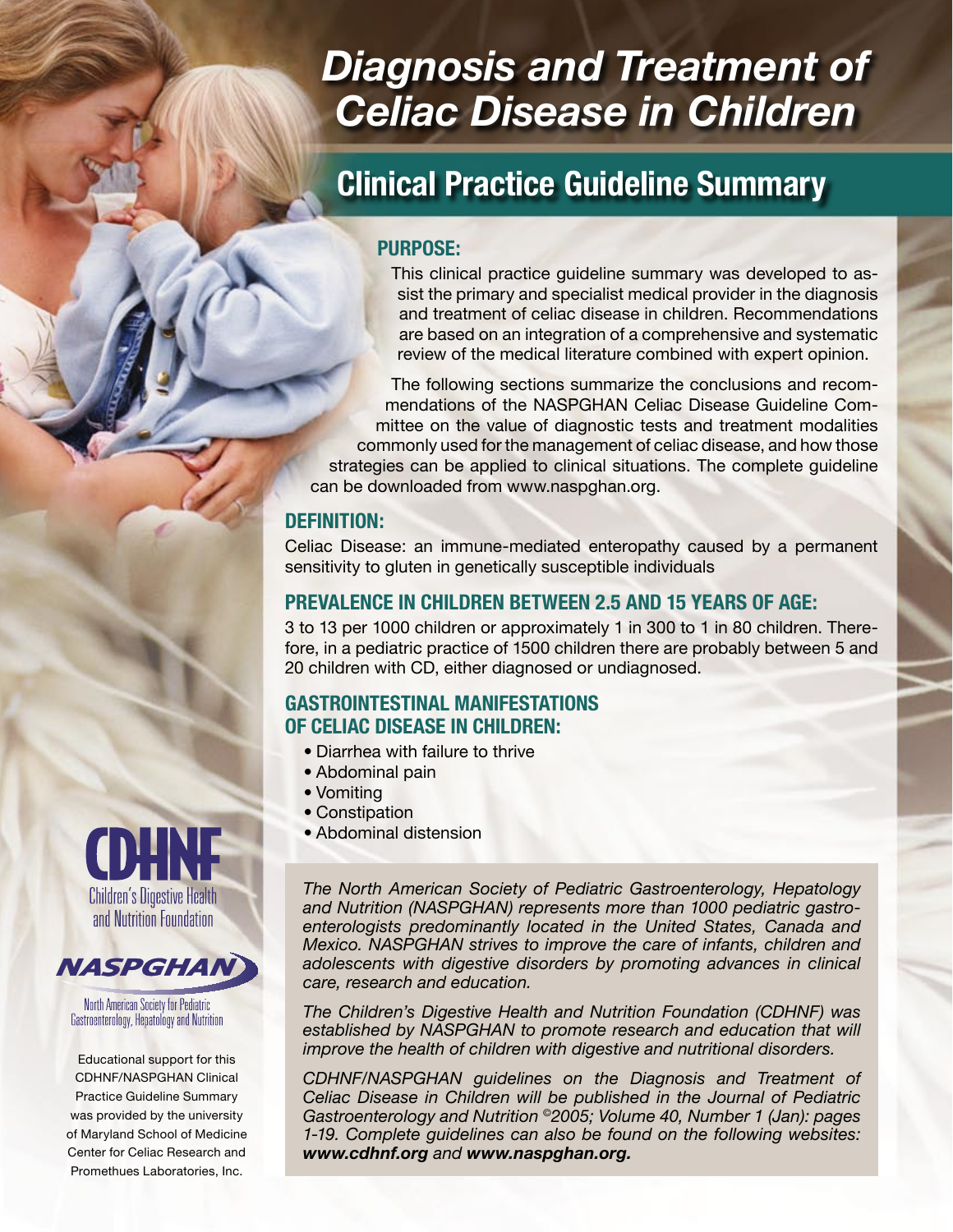# Diagnosis and Treatment of Celiac Disease in Children

## Clinical Practice Guideline Summary

### PURPOSE:

This clinical practice guideline summary was developed to assist the primary and specialist medical provider in the diagnosis and treatment of celiac disease in children. Recommendations are based on an integration of a comprehensive and systematic review of the medical literature combined with expert opinion.

The following sections summarize the conclusions and recommendations of the NASPGHAN Celiac Disease Guideline Committee on the value of diagnostic tests and treatment modalities commonly used for the management of celiac disease, and how those strategies can be applied to clinical situations. The complete guideline can be downloaded from www.naspghan.org.

### DEFINITION:

Celiac Disease: an immune-mediated enteropathy caused by a permanent sensitivity to gluten in genetically susceptible individuals

### PREVALENCE IN CHILDREN BETWEEN 2.5 AND 15 YEARS OF AGE:

3 to 13 per 1000 children or approximately 1 in 300 to 1 in 80 children. Therefore, in a pediatric practice of 1500 children there are probably between 5 and 20 children with CD, either diagnosed or undiagnosed.

### GASTROINTESTINAL MANIFESTATIONS OF CELIAC DISEASE IN CHILDREN:

- Diarrhea with failure to thrive
- Abdominal pain
- Vomiting
- Constipation
- Abdominal distension

*The North American Society of Pediatric Gastroenterology, Hepatology and Nutrition (NASPGHAN) represents more than 1000 pediatric gastroenterologists predominantly located in the United States, Canada and Mexico. NASPGHAN strives to improve the care of infants, children and adolescents with digestive disorders by promoting advances in clinical care, research and education.*

*The Children's Digestive Health and Nutrition Foundation (CDHNF) was established by NASPGHAN to promote research and education that will improve the health of children with digestive and nutritional disorders.*

*CDHNF/NASPGHAN guidelines on the Diagnosis and Treatment of Celiac Disease in Children will be published in the Journal of Pediatric Gastroenterology and Nutrition ©2005; Volume 40, Number 1 (Jan): pages 1-19. Complete guidelines can also be found on the following websites:* ***www.cdhnf.org*** *and* ***www.naspghan.org.***

CDHNF
Children's Digestive Health and Nutrition Foundation

NASPGHAN
North American Society for Pediatric Gastroenterology, Hepatology and Nutrition

Educational support for this CDHNF/NASPGHAN Clinical Practice Guideline Summary was provided by the university of Maryland School of Medicine Center for Celiac Research and Promethues Laboratories, Inc.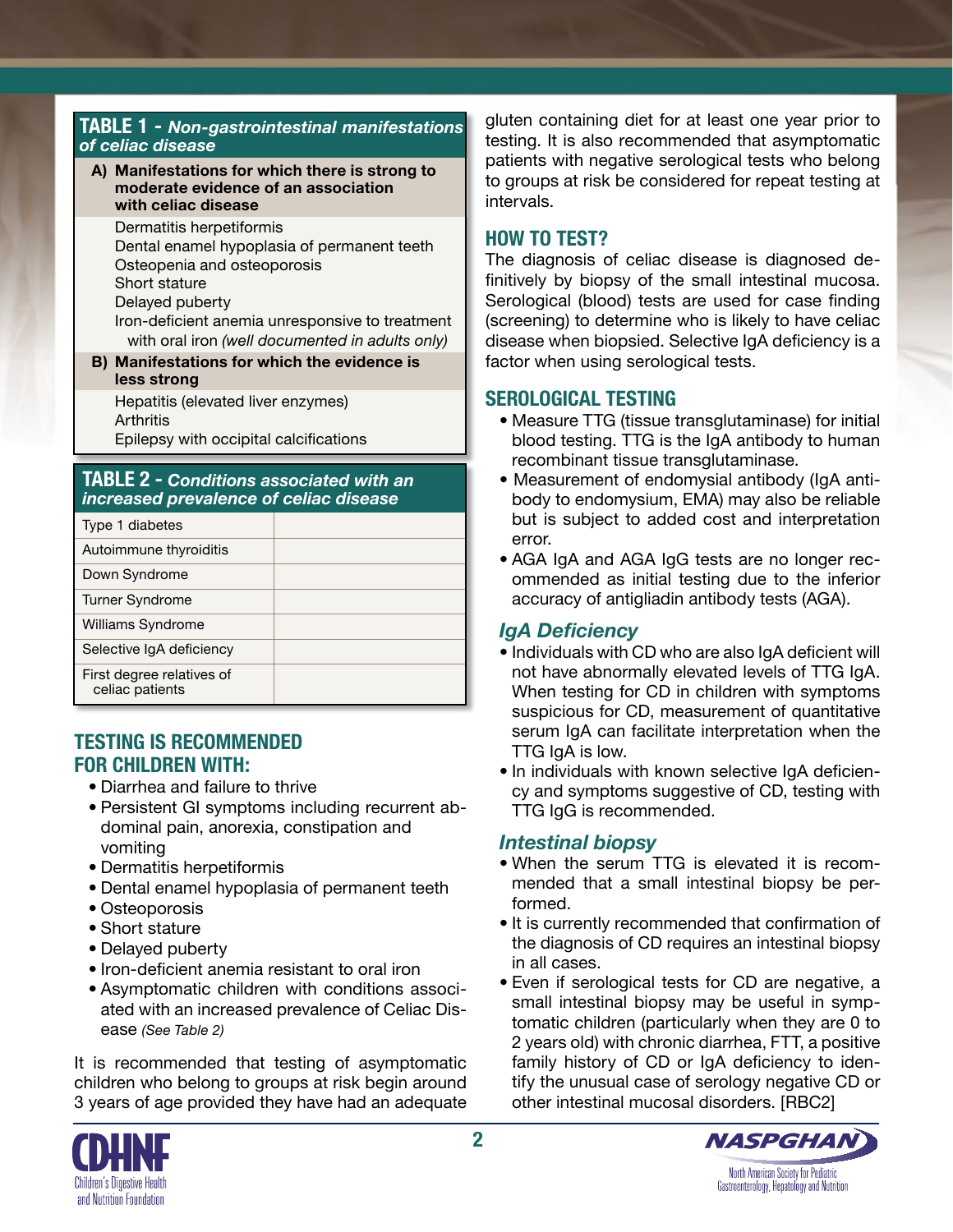## TABLE 1 - *Non-gastrointestinal manifestations of celiac disease*

**A) Manifestations for which there is strong to moderate evidence of an association with celiac disease**

- Dermatitis herpetiformis
- Dental enamel hypoplasia of permanent teeth
- Osteopenia and osteoporosis
- Short stature
- Delayed puberty
- Iron-deficient anemia unresponsive to treatment with oral iron *(well documented in adults only)*

**B) Manifestations for which the evidence is less strong**

- Hepatitis (elevated liver enzymes)
- Arthritis
- Epilepsy with occipital calcifications

## TABLE 2 - *Conditions associated with an increased prevalence of celiac disease*

| Condition | |
|---|---|
| Type 1 diabetes | |
| Autoimmune thyroiditis | |
| Down Syndrome | |
| Turner Syndrome | |
| Williams Syndrome | |
| Selective IgA deficiency | |
| First degree relatives of celiac patients | |

## TESTING IS RECOMMENDED FOR CHILDREN WITH:

- Diarrhea and failure to thrive
- Persistent GI symptoms including recurrent abdominal pain, anorexia, constipation and vomiting
- Dermatitis herpetiformis
- Dental enamel hypoplasia of permanent teeth
- Osteoporosis
- Short stature
- Delayed puberty
- Iron-deficient anemia resistant to oral iron
- Asymptomatic children with conditions associated with an increased prevalence of Celiac Disease *(See Table 2)*

It is recommended that testing of asymptomatic children who belong to groups at risk begin around 3 years of age provided they have had an adequate gluten containing diet for at least one year prior to testing. It is also recommended that asymptomatic patients with negative serological tests who belong to groups at risk be considered for repeat testing at intervals.

## HOW TO TEST?

The diagnosis of celiac disease is diagnosed definitively by biopsy of the small intestinal mucosa. Serological (blood) tests are used for case finding (screening) to determine who is likely to have celiac disease when biopsied. Selective IgA deficiency is a factor when using serological tests.

## SEROLOGICAL TESTING

- Measure TTG (tissue transglutaminase) for initial blood testing. TTG is the IgA antibody to human recombinant tissue transglutaminase.
- Measurement of endomysial antibody (IgA antibody to endomysium, EMA) may also be reliable but is subject to added cost and interpretation error.
- AGA IgA and AGA IgG tests are no longer recommended as initial testing due to the inferior accuracy of antigliadin antibody tests (AGA).

### *IgA Deficiency*

- Individuals with CD who are also IgA deficient will not have abnormally elevated levels of TTG IgA. When testing for CD in children with symptoms suspicious for CD, measurement of quantitative serum IgA can facilitate interpretation when the TTG IgA is low.
- In individuals with known selective IgA deficiency and symptoms suggestive of CD, testing with TTG IgG is recommended.

### *Intestinal biopsy*

- When the serum TTG is elevated it is recommended that a small intestinal biopsy be performed.
- It is currently recommended that confirmation of the diagnosis of CD requires an intestinal biopsy in all cases.
- Even if serological tests for CD are negative, a small intestinal biopsy may be useful in symptomatic children (particularly when they are 0 to 2 years old) with chronic diarrhea, FTT, a positive family history of CD or IgA deficiency to identify the unusual case of serology negative CD or other intestinal mucosal disorders. [RBC2]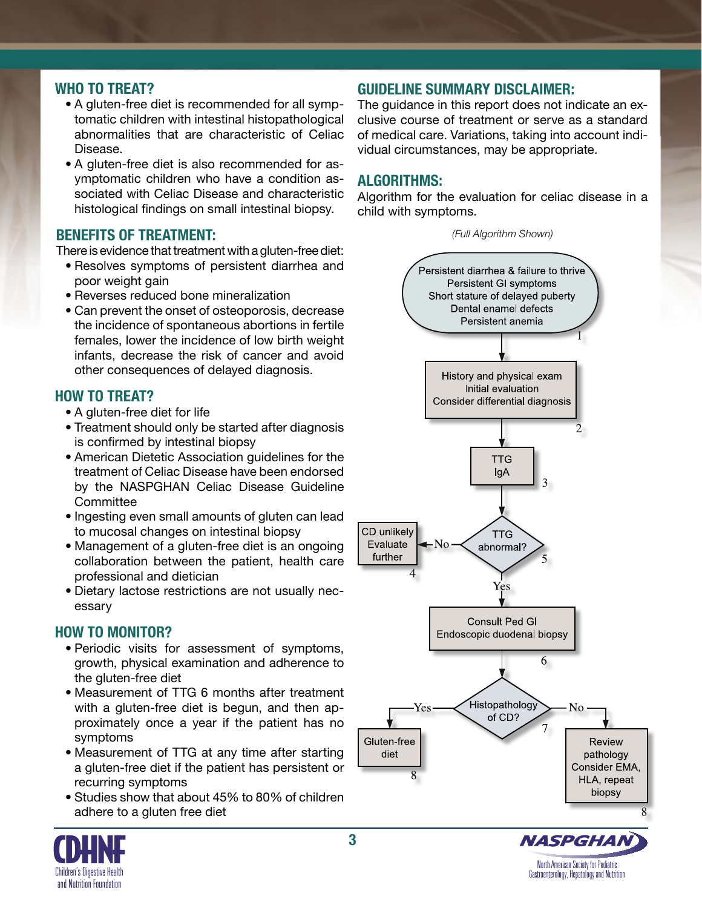## WHO TO TREAT?

- A gluten-free diet is recommended for all symptomatic children with intestinal histopathological abnormalities that are characteristic of Celiac Disease.
- A gluten-free diet is also recommended for asymptomatic children who have a condition associated with Celiac Disease and characteristic histological findings on small intestinal biopsy.

## BENEFITS OF TREATMENT:

There is evidence that treatment with a gluten-free diet:

- Resolves symptoms of persistent diarrhea and poor weight gain
- Reverses reduced bone mineralization
- Can prevent the onset of osteoporosis, decrease the incidence of spontaneous abortions in fertile females, lower the incidence of low birth weight infants, decrease the risk of cancer and avoid other consequences of delayed diagnosis.

## HOW TO TREAT?

- A gluten-free diet for life
- Treatment should only be started after diagnosis is confirmed by intestinal biopsy
- American Dietetic Association guidelines for the treatment of Celiac Disease have been endorsed by the NASPGHAN Celiac Disease Guideline Committee
- Ingesting even small amounts of gluten can lead to mucosal changes on intestinal biopsy
- Management of a gluten-free diet is an ongoing collaboration between the patient, health care professional and dietician
- Dietary lactose restrictions are not usually necessary

## HOW TO MONITOR?

- Periodic visits for assessment of symptoms, growth, physical examination and adherence to the gluten-free diet
- Measurement of TTG 6 months after treatment with a gluten-free diet is begun, and then approximately once a year if the patient has no symptoms
- Measurement of TTG at any time after starting a gluten-free diet if the patient has persistent or recurring symptoms
- Studies show that about 45% to 80% of children adhere to a gluten free diet

## GUIDELINE SUMMARY DISCLAIMER:

The guidance in this report does not indicate an exclusive course of treatment or serve as a standard of medical care. Variations, taking into account individual circumstances, may be appropriate.

## ALGORITHMS:

Algorithm for the evaluation for celiac disease in a child with symptoms.

*(Full Algorithm Shown)*

1. Persistent diarrhea & failure to thrive / Persistent GI symptoms / Short stature of delayed puberty / Dental enamel defects / Persistent anemia
2. History and physical exam / Initial evaluation / Consider differential diagnosis
3. TTG IgA
5. TTG abnormal?
   - No → 4. CD unlikely / Evaluate further
   - Yes → 6. Consult Ped GI / Endoscopic duodenal biopsy
7. Histopathology of CD?
   - Yes → 8. Gluten-free diet
   - No → 8. Review pathology / Consider EMA, HLA, repeat biopsy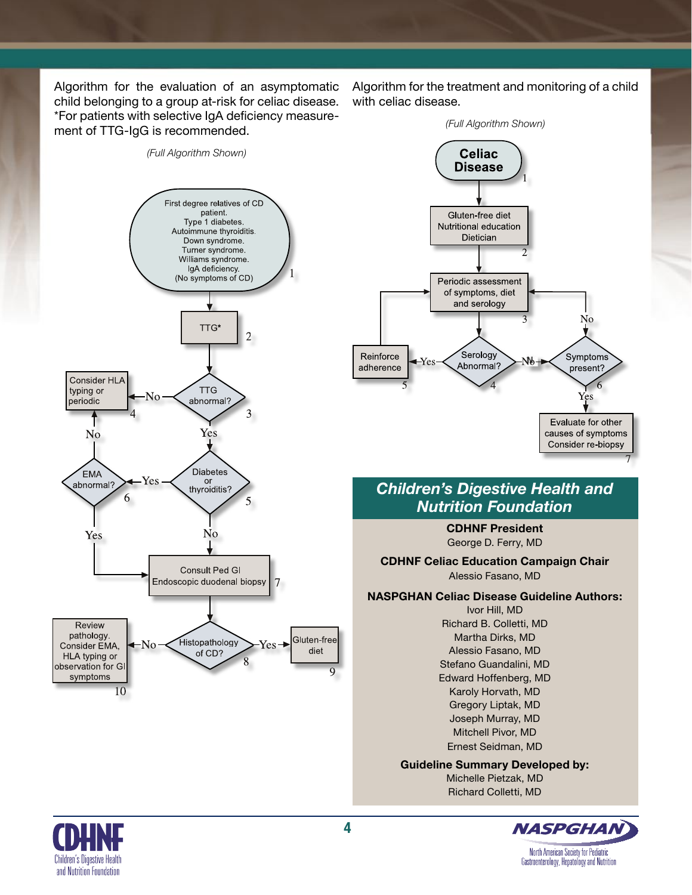Algorithm for the evaluation of an asymptomatic child belonging to a group at-risk for celiac disease. *For patients with selective IgA deficiency measurement of TTG-IgG is recommended.

*(Full Algorithm Shown)*

1 First degree relatives of CD patient. Type 1 diabetes. Autoimmune thyroiditis. Down syndrome. Turner syndrome. Williams syndrome. IgA deficiency. (No symptoms of CD)

2 TTG*

3 TTG abnormal?

No

4 Consider HLA typing or periodic

Yes

5 Diabetes or thyroiditis?

Yes

6 EMA abnormal?

No

Yes

No

7 Consult Ped GI Endoscopic duodenal biopsy

8 Histopathology of CD?

Yes

9 Gluten-free diet

No

10 Review pathology. Consider EMA, HLA typing or observation for GI symptoms

Algorithm for the treatment and monitoring of a child with celiac disease.

*(Full Algorithm Shown)*

1 Celiac Disease

2 Gluten-free diet Nutritional education Dietician

3 Periodic assessment of symptoms, diet and serology

4 Serology Abnormal?

Yes

5 Reinforce adherence

No

6 Symptoms present?

No

Yes

7 Evaluate for other causes of symptoms Consider re-biopsy

## Children's Digestive Health and Nutrition Foundation

**CDHNF President**
George D. Ferry, MD

**CDHNF Celiac Education Campaign Chair**
Alessio Fasano, MD

**NASPGHAN Celiac Disease Guideline Authors:**
Ivor Hill, MD
Richard B. Colletti, MD
Martha Dirks, MD
Alessio Fasano, MD
Stefano Guandalini, MD
Edward Hoffenberg, MD
Karoly Horvath, MD
Gregory Liptak, MD
Joseph Murray, MD
Mitchell Pivor, MD
Ernest Seidman, MD

**Guideline Summary Developed by:**
Michelle Pietzak, MD
Richard Colletti, MD

CDHNF Children's Digestive Health and Nutrition Foundation

NASPGHAN North American Society for Pediatric Gastroenterology, Hepatology and Nutrition